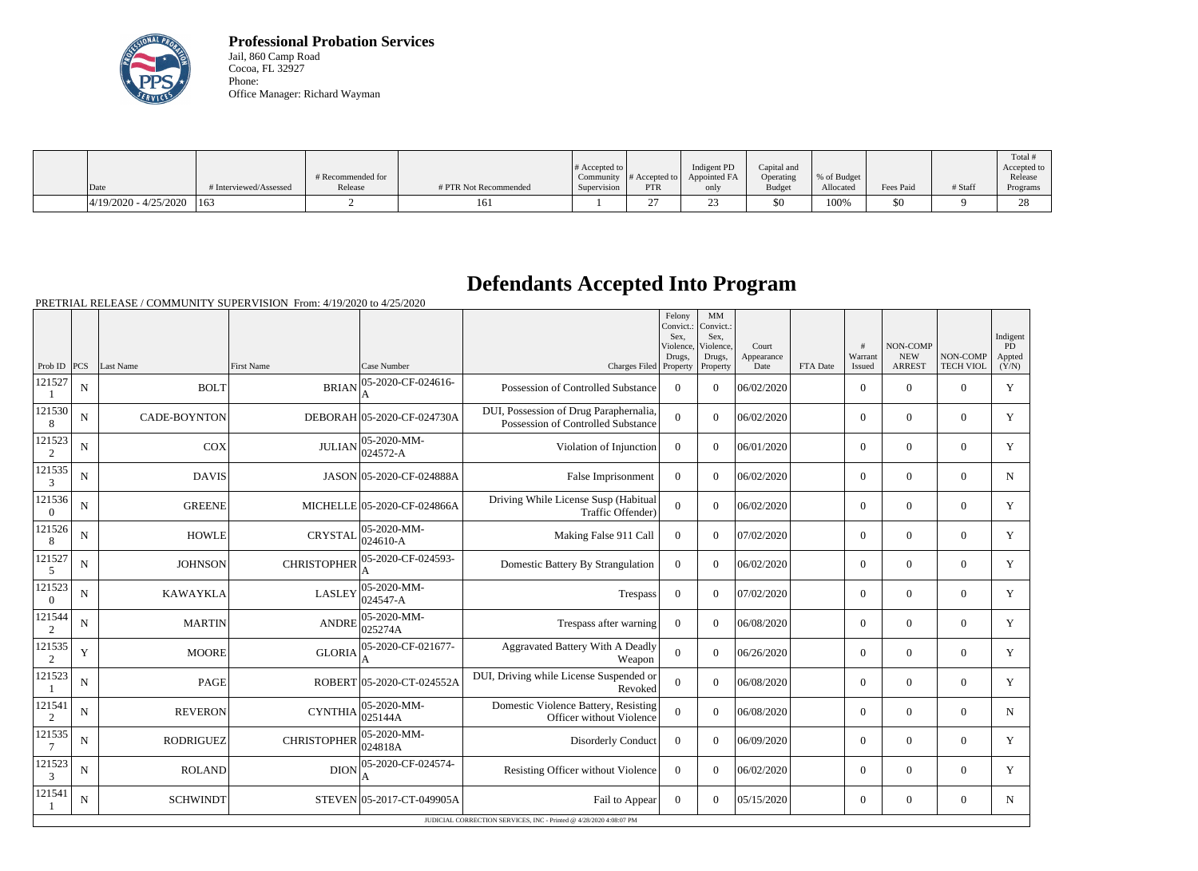**Professional Probation Services**
Jail, 860 Camp Road
Cocoa, FL 32927
Phone:
Office Manager: Richard Wayman

| Date | # Interviewed/Assessed | # Recommended for Release | # PTR Not Recommended | # Accepted to Community Supervision | # Accepted to PTR | Indigent PD Appointed FA only | Capital and Operating Budget | % of Budget Allocated | Fees Paid | # Staff | Total # Accepted to Release Programs |
|---|---|---|---|---|---|---|---|---|---|---|---|
| 4/19/2020 - 4/25/2020 | 163 | 2 | 161 | 1 | 27 | 23 | $0 | 100% | $0 | 9 | 28 |

# Defendants Accepted Into Program

PRETRIAL RELEASE / COMMUNITY SUPERVISION From: 4/19/2020 to 4/25/2020

| Prob ID | PCS | Last Name | First Name | Case Number | Charges Filed | Felony Convict.: Sex, Violence, Drugs, Property | MM Convict.: Sex, Violence, Drugs, Property | Court Appearance Date | FTA Date | # Warrant Issued | NON-COMP NEW ARREST | NON-COMP TECH VIOL | Indigent PD Appted (Y/N) |
|---|---|---|---|---|---|---|---|---|---|---|---|---|---|
| 1215271 | N | BOLT | BRIAN | 05-2020-CF-024616-A | Possession of Controlled Substance | 0 | 0 | 06/02/2020 | | 0 | 0 | 0 | Y |
| 1215308 | N | CADE-BOYNTON | DEBORAH | 05-2020-CF-024730A | DUI, Possession of Drug Paraphernalia, Possession of Controlled Substance | 0 | 0 | 06/02/2020 | | 0 | 0 | 0 | Y |
| 1215232 | N | COX | JULIAN | 05-2020-MM-024572-A | Violation of Injunction | 0 | 0 | 06/01/2020 | | 0 | 0 | 0 | Y |
| 1215353 | N | DAVIS | JASON | 05-2020-CF-024888A | False Imprisonment | 0 | 0 | 06/02/2020 | | 0 | 0 | 0 | N |
| 1215360 | N | GREENE | MICHELLE | 05-2020-CF-024866A | Driving While License Susp (Habitual Traffic Offender) | 0 | 0 | 06/02/2020 | | 0 | 0 | 0 | Y |
| 1215268 | N | HOWLE | CRYSTAL | 05-2020-MM-024610-A | Making False 911 Call | 0 | 0 | 07/02/2020 | | 0 | 0 | 0 | Y |
| 1215275 | N | JOHNSON | CHRISTOPHER | 05-2020-CF-024593-A | Domestic Battery By Strangulation | 0 | 0 | 06/02/2020 | | 0 | 0 | 0 | Y |
| 1215230 | N | KAWAYKLA | LASLEY | 05-2020-MM-024547-A | Trespass | 0 | 0 | 07/02/2020 | | 0 | 0 | 0 | Y |
| 1215442 | N | MARTIN | ANDRE | 05-2020-MM-025274A | Trespass after warning | 0 | 0 | 06/08/2020 | | 0 | 0 | 0 | Y |
| 1215352 | Y | MOORE | GLORIA | 05-2020-CF-021677-A | Aggravated Battery With A Deadly Weapon | 0 | 0 | 06/26/2020 | | 0 | 0 | 0 | Y |
| 1215231 | N | PAGE | ROBERT | 05-2020-CT-024552A | DUI, Driving while License Suspended or Revoked | 0 | 0 | 06/08/2020 | | 0 | 0 | 0 | Y |
| 1215412 | N | REVERON | CYNTHIA | 05-2020-MM-025144A | Domestic Violence Battery, Resisting Officer without Violence | 0 | 0 | 06/08/2020 | | 0 | 0 | 0 | N |
| 1215357 | N | RODRIGUEZ | CHRISTOPHER | 05-2020-MM-024818A | Disorderly Conduct | 0 | 0 | 06/09/2020 | | 0 | 0 | 0 | Y |
| 1215233 | N | ROLAND | DION | 05-2020-CF-024574-A | Resisting Officer without Violence | 0 | 0 | 06/02/2020 | | 0 | 0 | 0 | Y |
| 1215411 | N | SCHWINDT | STEVEN | 05-2017-CT-049905A | Fail to Appear | 0 | 0 | 05/15/2020 | | 0 | 0 | 0 | N |

JUDICIAL CORRECTION SERVICES, INC - Printed @ 4/28/2020 4:08:07 PM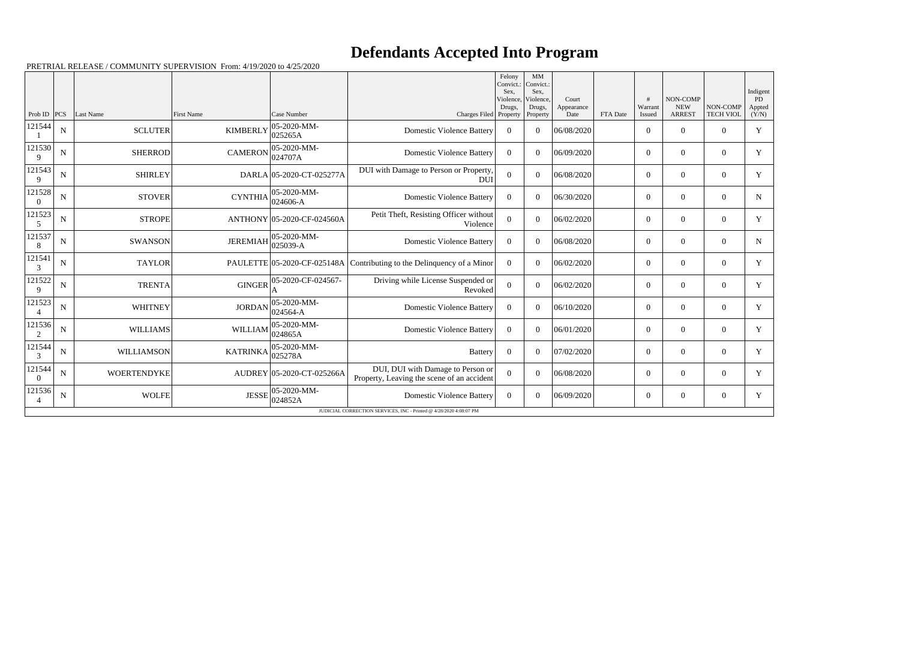# Defendants Accepted Into Program

PRETRIAL RELEASE / COMMUNITY SUPERVISION From: 4/19/2020 to 4/25/2020

| Prob ID | PCS | Last Name | First Name | Case Number | Charges Filed | Felony Convict.: Sex, Violence, Drugs, Property | MM Convict.: Sex, Violence, Drugs, Property | Court Appearance Date | FTA Date | # Warrant Issued | NON-COMP NEW ARREST | NON-COMP TECH VIOL | Indigent PD Appted (Y/N) |
|---|---|---|---|---|---|---|---|---|---|---|---|---|---|
| 1215441 | N | SCLUTER | KIMBERLY | 05-2020-MM-025265A | Domestic Violence Battery | 0 | 0 | 06/08/2020 | | 0 | 0 | 0 | Y |
| 1215309 | N | SHERROD | CAMERON | 05-2020-MM-024707A | Domestic Violence Battery | 0 | 0 | 06/09/2020 | | 0 | 0 | 0 | Y |
| 1215439 | N | SHIRLEY | DARLA | 05-2020-CT-025277A | DUI with Damage to Person or Property, DUI | 0 | 0 | 06/08/2020 | | 0 | 0 | 0 | Y |
| 1215280 | N | STOVER | CYNTHIA | 05-2020-MM-024606-A | Domestic Violence Battery | 0 | 0 | 06/30/2020 | | 0 | 0 | 0 | N |
| 1215235 | N | STROPE | ANTHONY | 05-2020-CF-024560A | Petit Theft, Resisting Officer without Violence | 0 | 0 | 06/02/2020 | | 0 | 0 | 0 | Y |
| 1215378 | N | SWANSON | JEREMIAH | 05-2020-MM-025039-A | Domestic Violence Battery | 0 | 0 | 06/08/2020 | | 0 | 0 | 0 | N |
| 1215413 | N | TAYLOR | PAULETTE | 05-2020-CF-025148A | Contributing to the Delinquency of a Minor | 0 | 0 | 06/02/2020 | | 0 | 0 | 0 | Y |
| 1215229 | N | TRENTA | GINGER | 05-2020-CF-024567-A | Driving while License Suspended or Revoked | 0 | 0 | 06/02/2020 | | 0 | 0 | 0 | Y |
| 1215234 | N | WHITNEY | JORDAN | 05-2020-MM-024564-A | Domestic Violence Battery | 0 | 0 | 06/10/2020 | | 0 | 0 | 0 | Y |
| 1215362 | N | WILLIAMS | WILLIAM | 05-2020-MM-024865A | Domestic Violence Battery | 0 | 0 | 06/01/2020 | | 0 | 0 | 0 | Y |
| 1215443 | N | WILLIAMSON | KATRINKA | 05-2020-MM-025278A | Battery | 0 | 0 | 07/02/2020 | | 0 | 0 | 0 | Y |
| 1215440 | N | WOERTENDYKE | AUDREY | 05-2020-CT-025266A | DUI, DUI with Damage to Person or Property, Leaving the scene of an accident | 0 | 0 | 06/08/2020 | | 0 | 0 | 0 | Y |
| 1215364 | N | WOLFE | JESSE | 05-2020-MM-024852A | Domestic Violence Battery | 0 | 0 | 06/09/2020 | | 0 | 0 | 0 | Y |

JUDICIAL CORRECTION SERVICES, INC - Printed @ 4/28/2020 4:08:07 PM